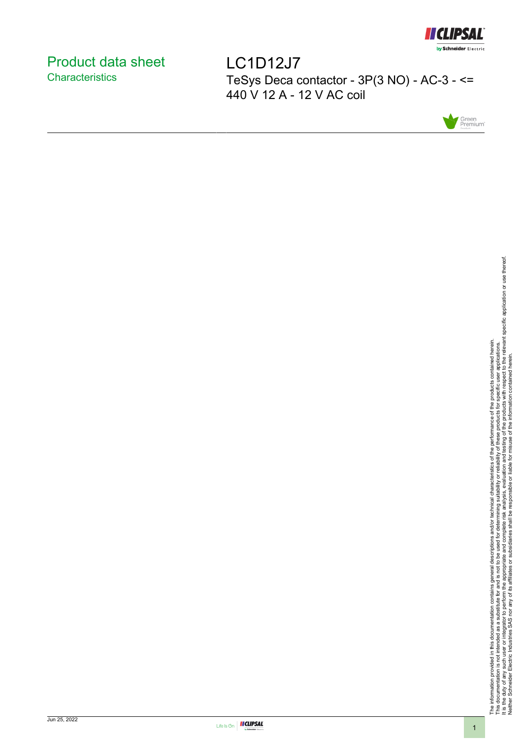# Product data sheet
## Characteristics

# LC1D12J7

TeSys Deca contactor - 3P(3 NO) - AC-3 - <= 440 V 12 A - 12 V AC coil

The information provided in this documentation contains general descriptions and/or technical characteristics of the performance of the products contained herein.
This documentation is not intended as a substitute for and is not to be used for determining suitability or reliability of these products for specific user applications.
It is the duty of any such user or integrator to perform the appropriate and complete risk analysis, evaluation and testing of the products with respect to the relevant specific application or use thereof.
Neither Schneider Electric Industries SAS nor any of its affiliates or subsidiaries shall be responsible or liable for misuse of the information contained herein.

Jun 25, 2022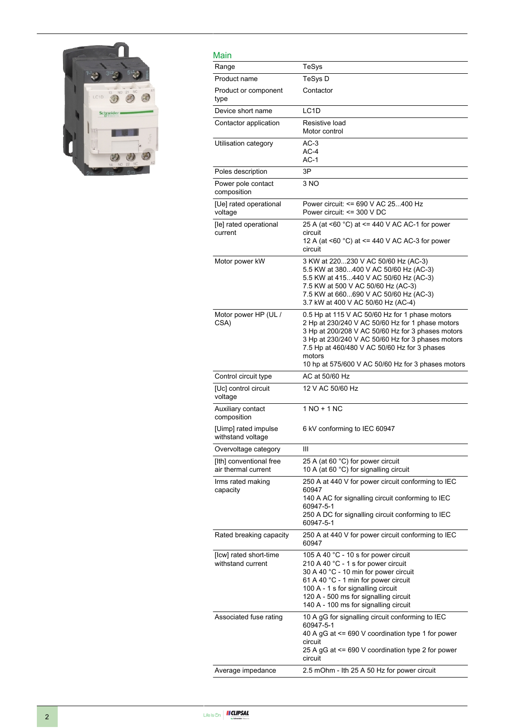## Main

| | |
|---|---|
| Range | TeSys |
| Product name | TeSys D |
| Product or component type | Contactor |
| Device short name | LC1D |
| Contactor application | Resistive load<br>Motor control |
| Utilisation category | AC-3<br>AC-4<br>AC-1 |
| Poles description | 3P |
| Power pole contact composition | 3 NO |
| [Ue] rated operational voltage | Power circuit: <= 690 V AC 25...400 Hz<br>Power circuit: <= 300 V DC |
| [Ie] rated operational current | 25 A (at <60 °C) at <= 440 V AC AC-1 for power circuit<br>12 A (at <60 °C) at <= 440 V AC AC-3 for power circuit |
| Motor power kW | 3 KW at 220...230 V AC 50/60 Hz (AC-3)<br>5.5 KW at 380...400 V AC 50/60 Hz (AC-3)<br>5.5 KW at 415...440 V AC 50/60 Hz (AC-3)<br>7.5 KW at 500 V AC 50/60 Hz (AC-3)<br>7.5 KW at 660...690 V AC 50/60 Hz (AC-3)<br>3.7 kW at 400 V AC 50/60 Hz (AC-4) |
| Motor power HP (UL / CSA) | 0.5 Hp at 115 V AC 50/60 Hz for 1 phase motors<br>2 Hp at 230/240 V AC 50/60 Hz for 1 phase motors<br>3 Hp at 200/208 V AC 50/60 Hz for 3 phases motors<br>3 Hp at 230/240 V AC 50/60 Hz for 3 phases motors<br>7.5 Hp at 460/480 V AC 50/60 Hz for 3 phases motors<br>10 hp at 575/600 V AC 50/60 Hz for 3 phases motors |
| Control circuit type | AC at 50/60 Hz |
| [Uc] control circuit voltage | 12 V AC 50/60 Hz |
| Auxiliary contact composition | 1 NO + 1 NC |
| [Uimp] rated impulse withstand voltage | 6 kV conforming to IEC 60947 |
| Overvoltage category | III |
| [Ith] conventional free air thermal current | 25 A (at 60 °C) for power circuit<br>10 A (at 60 °C) for signalling circuit |
| Irms rated making capacity | 250 A at 440 V for power circuit conforming to IEC 60947<br>140 A AC for signalling circuit conforming to IEC 60947-5-1<br>250 A DC for signalling circuit conforming to IEC 60947-5-1 |
| Rated breaking capacity | 250 A at 440 V for power circuit conforming to IEC 60947 |
| [Icw] rated short-time withstand current | 105 A 40 °C - 10 s for power circuit<br>210 A 40 °C - 1 s for power circuit<br>30 A 40 °C - 10 min for power circuit<br>61 A 40 °C - 1 min for power circuit<br>100 A - 1 s for signalling circuit<br>120 A - 500 ms for signalling circuit<br>140 A - 100 ms for signalling circuit |
| Associated fuse rating | 10 A gG for signalling circuit conforming to IEC 60947-5-1<br>40 A gG at <= 690 V coordination type 1 for power circuit<br>25 A gG at <= 690 V coordination type 2 for power circuit |
| Average impedance | 2.5 mOhm - Ith 25 A 50 Hz for power circuit |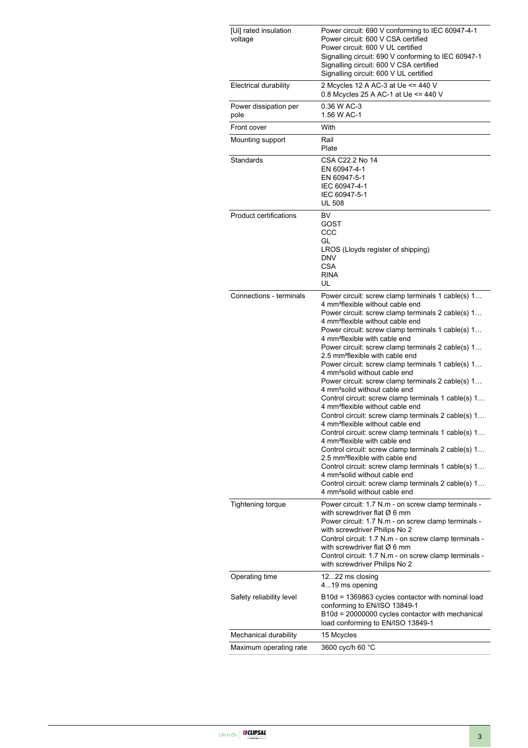| | |
|---|---|
| [Ui] rated insulation voltage | Power circuit: 690 V conforming to IEC 60947-4-1<br>Power circuit: 600 V CSA certified<br>Power circuit: 600 V UL certified<br>Signalling circuit: 690 V conforming to IEC 60947-1<br>Signalling circuit: 600 V CSA certified<br>Signalling circuit: 600 V UL certified |
| Electrical durability | 2 Mcycles 12 A AC-3 at Ue <= 440 V<br>0.8 Mcycles 25 A AC-1 at Ue <= 440 V |
| Power dissipation per pole | 0.36 W AC-3<br>1.56 W AC-1 |
| Front cover | With |
| Mounting support | Rail<br>Plate |
| Standards | CSA C22.2 No 14<br>EN 60947-4-1<br>EN 60947-5-1<br>IEC 60947-4-1<br>IEC 60947-5-1<br>UL 508 |
| Product certifications | BV<br>GOST<br>CCC<br>GL<br>LROS (Lloyds register of shipping)<br>DNV<br>CSA<br>RINA<br>UL |
| Connections - terminals | Power circuit: screw clamp terminals 1 cable(s) 1…4 mm²flexible without cable end<br>Power circuit: screw clamp terminals 2 cable(s) 1…4 mm²flexible without cable end<br>Power circuit: screw clamp terminals 1 cable(s) 1…4 mm²flexible with cable end<br>Power circuit: screw clamp terminals 2 cable(s) 1…2.5 mm²flexible with cable end<br>Power circuit: screw clamp terminals 1 cable(s) 1…4 mm²solid without cable end<br>Power circuit: screw clamp terminals 2 cable(s) 1…4 mm²solid without cable end<br>Control circuit: screw clamp terminals 1 cable(s) 1…4 mm²flexible without cable end<br>Control circuit: screw clamp terminals 2 cable(s) 1…4 mm²flexible without cable end<br>Control circuit: screw clamp terminals 1 cable(s) 1…4 mm²flexible with cable end<br>Control circuit: screw clamp terminals 2 cable(s) 1…2.5 mm²flexible with cable end<br>Control circuit: screw clamp terminals 1 cable(s) 1…4 mm²solid without cable end<br>Control circuit: screw clamp terminals 2 cable(s) 1…4 mm²solid without cable end |
| Tightening torque | Power circuit: 1.7 N.m - on screw clamp terminals - with screwdriver flat Ø 6 mm<br>Power circuit: 1.7 N.m - on screw clamp terminals - with screwdriver Philips No 2<br>Control circuit: 1.7 N.m - on screw clamp terminals - with screwdriver flat Ø 6 mm<br>Control circuit: 1.7 N.m - on screw clamp terminals - with screwdriver Philips No 2 |
| Operating time | 12...22 ms closing<br>4...19 ms opening |
| Safety reliability level | B10d = 1369863 cycles contactor with nominal load conforming to EN/ISO 13849-1<br>B10d = 20000000 cycles contactor with mechanical load conforming to EN/ISO 13849-1 |
| Mechanical durability | 15 Mcycles |
| Maximum operating rate | 3600 cyc/h 60 °C |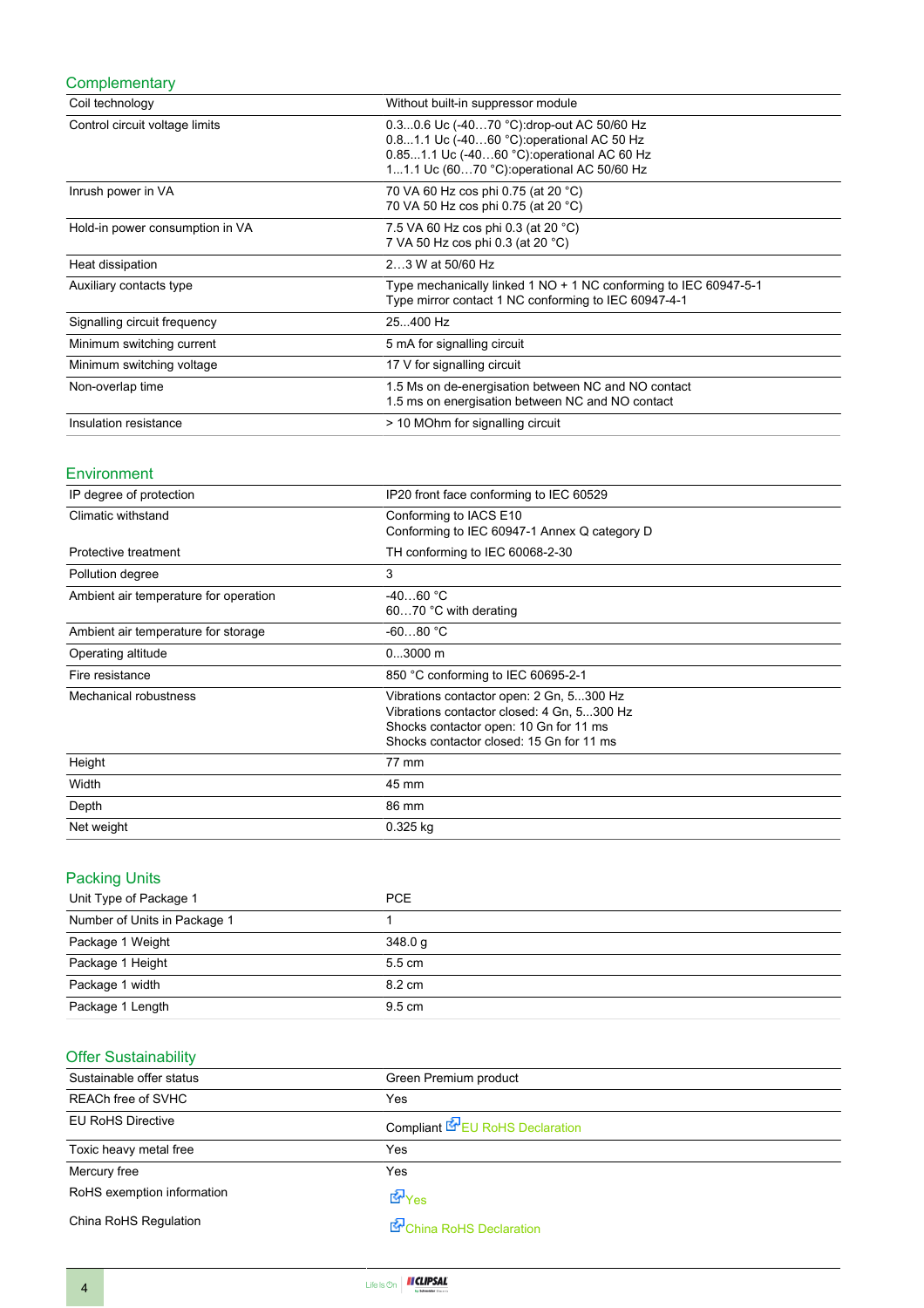## Complementary

| | |
|---|---|
| Coil technology | Without built-in suppressor module |
| Control circuit voltage limits | 0.3...0.6 Uc (-40…70 °C):drop-out AC 50/60 Hz<br>0.8...1.1 Uc (-40…60 °C):operational AC 50 Hz<br>0.85...1.1 Uc (-40…60 °C):operational AC 60 Hz<br>1...1.1 Uc (60…70 °C):operational AC 50/60 Hz |
| Inrush power in VA | 70 VA 60 Hz cos phi 0.75 (at 20 °C)<br>70 VA 50 Hz cos phi 0.75 (at 20 °C) |
| Hold-in power consumption in VA | 7.5 VA 60 Hz cos phi 0.3 (at 20 °C)<br>7 VA 50 Hz cos phi 0.3 (at 20 °C) |
| Heat dissipation | 2…3 W at 50/60 Hz |
| Auxiliary contacts type | Type mechanically linked 1 NO + 1 NC conforming to IEC 60947-5-1<br>Type mirror contact 1 NC conforming to IEC 60947-4-1 |
| Signalling circuit frequency | 25...400 Hz |
| Minimum switching current | 5 mA for signalling circuit |
| Minimum switching voltage | 17 V for signalling circuit |
| Non-overlap time | 1.5 Ms on de-energisation between NC and NO contact<br>1.5 ms on energisation between NC and NO contact |
| Insulation resistance | > 10 MOhm for signalling circuit |

## Environment

| | |
|---|---|
| IP degree of protection | IP20 front face conforming to IEC 60529 |
| Climatic withstand | Conforming to IACS E10<br>Conforming to IEC 60947-1 Annex Q category D |
| Protective treatment | TH conforming to IEC 60068-2-30 |
| Pollution degree | 3 |
| Ambient air temperature for operation | -40…60 °C<br>60…70 °C with derating |
| Ambient air temperature for storage | -60...80 °C |
| Operating altitude | 0...3000 m |
| Fire resistance | 850 °C conforming to IEC 60695-2-1 |
| Mechanical robustness | Vibrations contactor open: 2 Gn, 5...300 Hz<br>Vibrations contactor closed: 4 Gn, 5...300 Hz<br>Shocks contactor open: 10 Gn for 11 ms<br>Shocks contactor closed: 15 Gn for 11 ms |
| Height | 77 mm |
| Width | 45 mm |
| Depth | 86 mm |
| Net weight | 0.325 kg |

## Packing Units

| | |
|---|---|
| Unit Type of Package 1 | PCE |
| Number of Units in Package 1 | 1 |
| Package 1 Weight | 348.0 g |
| Package 1 Height | 5.5 cm |
| Package 1 width | 8.2 cm |
| Package 1 Length | 9.5 cm |

## Offer Sustainability

| | |
|---|---|
| Sustainable offer status | Green Premium product |
| REACh free of SVHC | Yes |
| EU RoHS Directive | Compliant EU RoHS Declaration |
| Toxic heavy metal free | Yes |
| Mercury free | Yes |
| RoHS exemption information | Yes |
| China RoHS Regulation | China RoHS Declaration |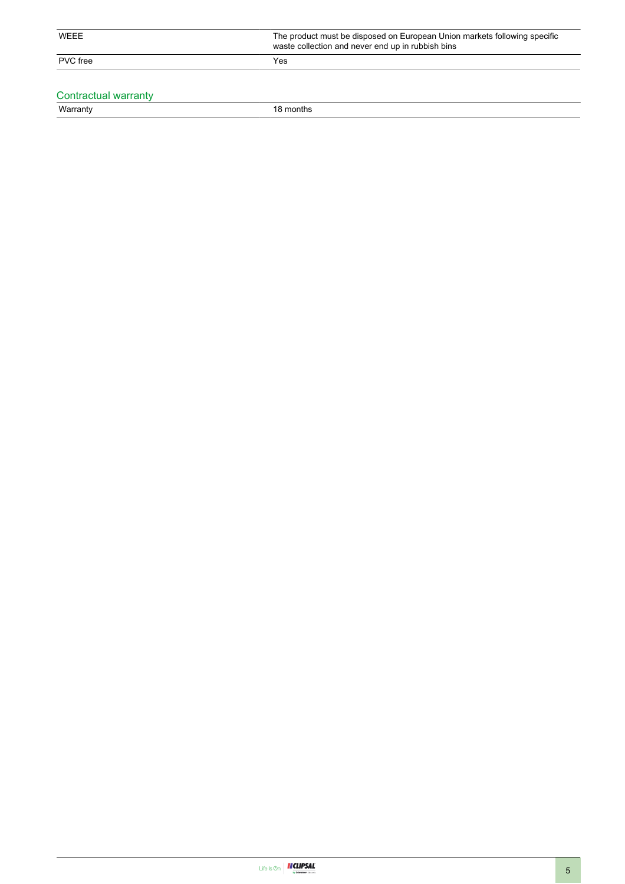| | |
|---|---|
| WEEE | The product must be disposed on European Union markets following specific waste collection and never end up in rubbish bins |
| PVC free | Yes |

## Contractual warranty

| | |
|---|---|
| Warranty | 18 months |